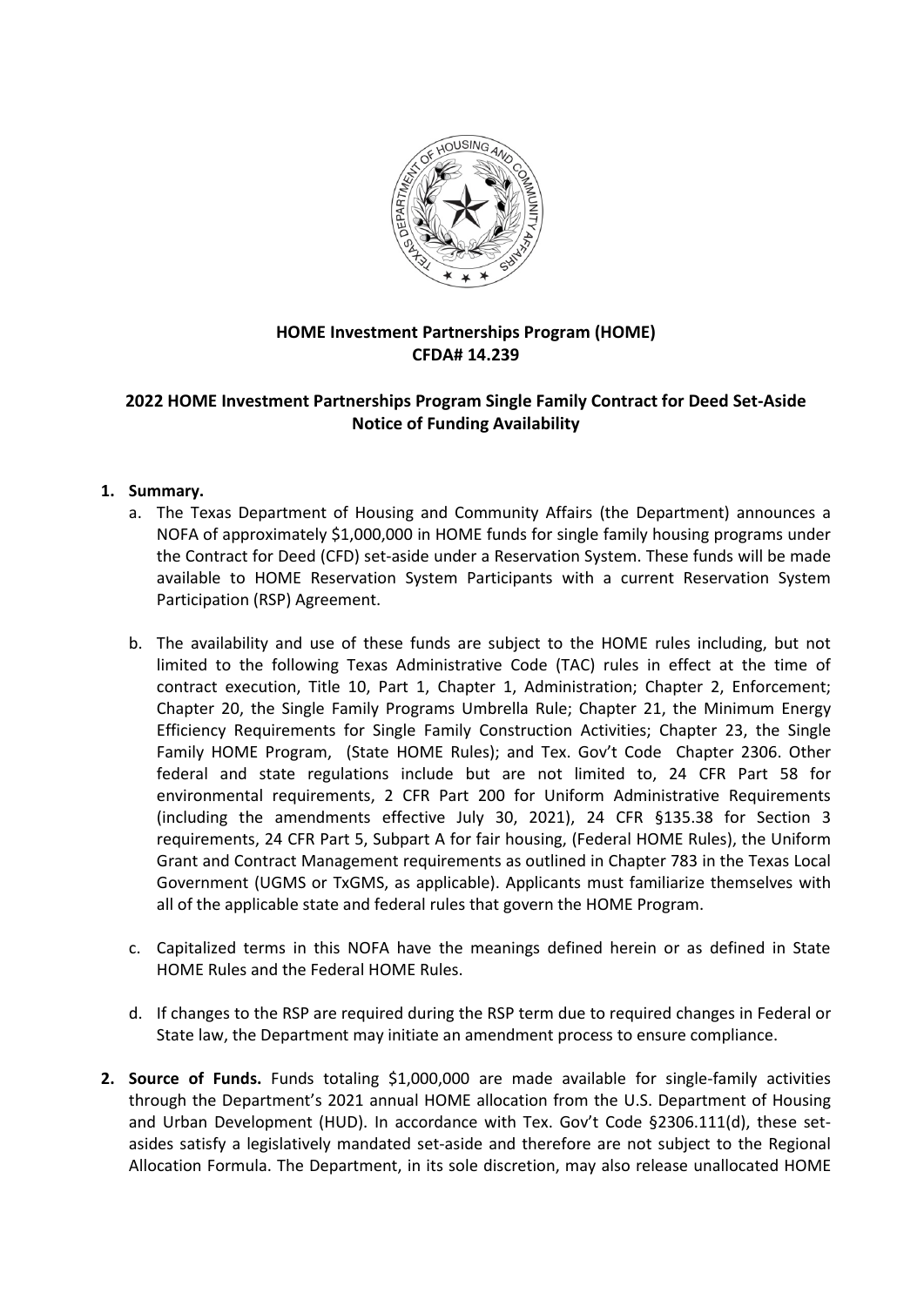**HOME Investment Partnerships Program (HOME)**
**CFDA# 14.239**

**2022 HOME Investment Partnerships Program Single Family Contract for Deed Set-Aside Notice of Funding Availability**

1. **Summary.**
   a. The Texas Department of Housing and Community Affairs (the Department) announces a NOFA of approximately $1,000,000 in HOME funds for single family housing programs under the Contract for Deed (CFD) set-aside under a Reservation System. These funds will be made available to HOME Reservation System Participants with a current Reservation System Participation (RSP) Agreement.

   b. The availability and use of these funds are subject to the HOME rules including, but not limited to the following Texas Administrative Code (TAC) rules in effect at the time of contract execution, Title 10, Part 1, Chapter 1, Administration; Chapter 2, Enforcement; Chapter 20, the Single Family Programs Umbrella Rule; Chapter 21, the Minimum Energy Efficiency Requirements for Single Family Construction Activities; Chapter 23, the Single Family HOME Program, (State HOME Rules); and Tex. Gov't Code Chapter 2306. Other federal and state regulations include but are not limited to, 24 CFR Part 58 for environmental requirements, 2 CFR Part 200 for Uniform Administrative Requirements (including the amendments effective July 30, 2021), 24 CFR §135.38 for Section 3 requirements, 24 CFR Part 5, Subpart A for fair housing, (Federal HOME Rules), the Uniform Grant and Contract Management requirements as outlined in Chapter 783 in the Texas Local Government (UGMS or TxGMS, as applicable). Applicants must familiarize themselves with all of the applicable state and federal rules that govern the HOME Program.

   c. Capitalized terms in this NOFA have the meanings defined herein or as defined in State HOME Rules and the Federal HOME Rules.

   d. If changes to the RSP are required during the RSP term due to required changes in Federal or State law, the Department may initiate an amendment process to ensure compliance.

2. **Source of Funds.** Funds totaling $1,000,000 are made available for single-family activities through the Department's 2021 annual HOME allocation from the U.S. Department of Housing and Urban Development (HUD). In accordance with Tex. Gov't Code §2306.111(d), these set-asides satisfy a legislatively mandated set-aside and therefore are not subject to the Regional Allocation Formula. The Department, in its sole discretion, may also release unallocated HOME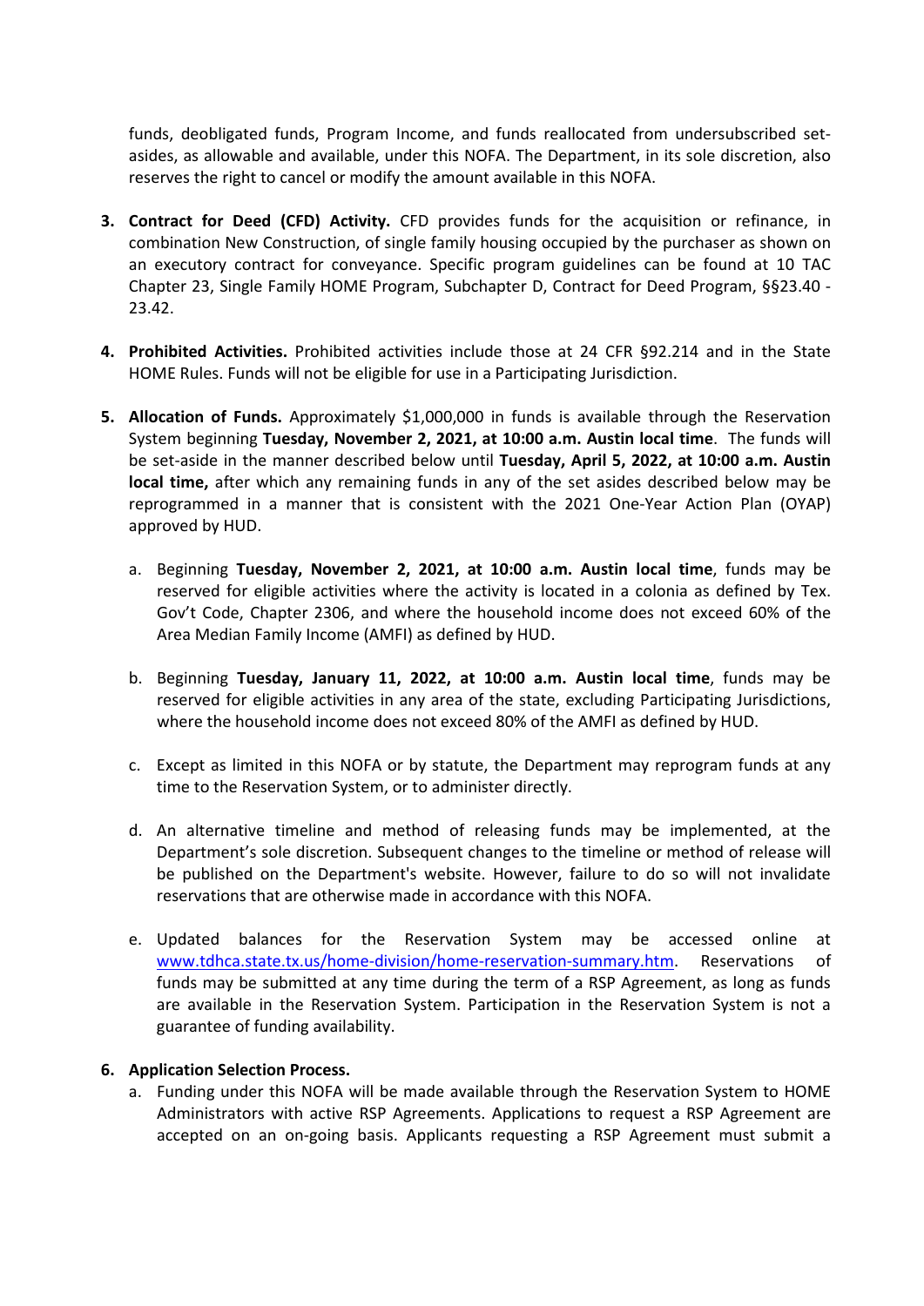funds, deobligated funds, Program Income, and funds reallocated from undersubscribed set-asides, as allowable and available, under this NOFA. The Department, in its sole discretion, also reserves the right to cancel or modify the amount available in this NOFA.

3. **Contract for Deed (CFD) Activity.** CFD provides funds for the acquisition or refinance, in combination New Construction, of single family housing occupied by the purchaser as shown on an executory contract for conveyance. Specific program guidelines can be found at 10 TAC Chapter 23, Single Family HOME Program, Subchapter D, Contract for Deed Program, §§23.40 - 23.42.

4. **Prohibited Activities.** Prohibited activities include those at 24 CFR §92.214 and in the State HOME Rules. Funds will not be eligible for use in a Participating Jurisdiction.

5. **Allocation of Funds.** Approximately $1,000,000 in funds is available through the Reservation System beginning **Tuesday, November 2, 2021, at 10:00 a.m. Austin local time**. The funds will be set-aside in the manner described below until **Tuesday, April 5, 2022, at 10:00 a.m. Austin local time,** after which any remaining funds in any of the set asides described below may be reprogrammed in a manner that is consistent with the 2021 One-Year Action Plan (OYAP) approved by HUD.

   a. Beginning **Tuesday, November 2, 2021, at 10:00 a.m. Austin local time**, funds may be reserved for eligible activities where the activity is located in a colonia as defined by Tex. Gov't Code, Chapter 2306, and where the household income does not exceed 60% of the Area Median Family Income (AMFI) as defined by HUD.

   b. Beginning **Tuesday, January 11, 2022, at 10:00 a.m. Austin local time**, funds may be reserved for eligible activities in any area of the state, excluding Participating Jurisdictions, where the household income does not exceed 80% of the AMFI as defined by HUD.

   c. Except as limited in this NOFA or by statute, the Department may reprogram funds at any time to the Reservation System, or to administer directly.

   d. An alternative timeline and method of releasing funds may be implemented, at the Department's sole discretion. Subsequent changes to the timeline or method of release will be published on the Department's website. However, failure to do so will not invalidate reservations that are otherwise made in accordance with this NOFA.

   e. Updated balances for the Reservation System may be accessed online at www.tdhca.state.tx.us/home-division/home-reservation-summary.htm. Reservations of funds may be submitted at any time during the term of a RSP Agreement, as long as funds are available in the Reservation System. Participation in the Reservation System is not a guarantee of funding availability.

6. **Application Selection Process.**

   a. Funding under this NOFA will be made available through the Reservation System to HOME Administrators with active RSP Agreements. Applications to request a RSP Agreement are accepted on an on-going basis. Applicants requesting a RSP Agreement must submit a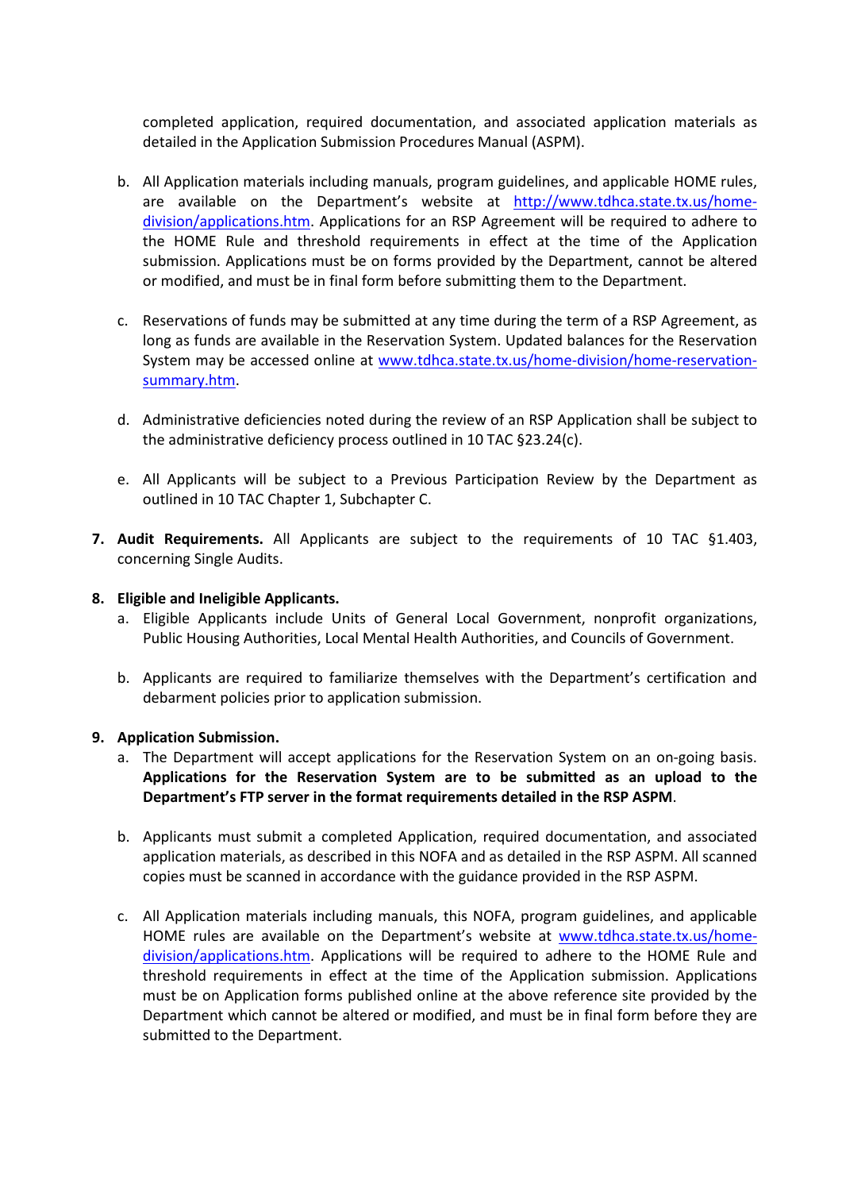completed application, required documentation, and associated application materials as detailed in the Application Submission Procedures Manual (ASPM).

b. All Application materials including manuals, program guidelines, and applicable HOME rules, are available on the Department's website at [http://www.tdhca.state.tx.us/home-division/applications.htm](http://www.tdhca.state.tx.us/home-division/applications.htm). Applications for an RSP Agreement will be required to adhere to the HOME Rule and threshold requirements in effect at the time of the Application submission. Applications must be on forms provided by the Department, cannot be altered or modified, and must be in final form before submitting them to the Department.

c. Reservations of funds may be submitted at any time during the term of a RSP Agreement, as long as funds are available in the Reservation System. Updated balances for the Reservation System may be accessed online at [www.tdhca.state.tx.us/home-division/home-reservation-summary.htm](www.tdhca.state.tx.us/home-division/home-reservation-summary.htm).

d. Administrative deficiencies noted during the review of an RSP Application shall be subject to the administrative deficiency process outlined in 10 TAC §23.24(c).

e. All Applicants will be subject to a Previous Participation Review by the Department as outlined in 10 TAC Chapter 1, Subchapter C.

7. **Audit Requirements.** All Applicants are subject to the requirements of 10 TAC §1.403, concerning Single Audits.

8. **Eligible and Ineligible Applicants.**

   a. Eligible Applicants include Units of General Local Government, nonprofit organizations, Public Housing Authorities, Local Mental Health Authorities, and Councils of Government.

   b. Applicants are required to familiarize themselves with the Department's certification and debarment policies prior to application submission.

9. **Application Submission.**

   a. The Department will accept applications for the Reservation System on an on-going basis. **Applications for the Reservation System are to be submitted as an upload to the Department's FTP server in the format requirements detailed in the RSP ASPM**.

   b. Applicants must submit a completed Application, required documentation, and associated application materials, as described in this NOFA and as detailed in the RSP ASPM. All scanned copies must be scanned in accordance with the guidance provided in the RSP ASPM.

   c. All Application materials including manuals, this NOFA, program guidelines, and applicable HOME rules are available on the Department's website at [www.tdhca.state.tx.us/home-division/applications.htm](www.tdhca.state.tx.us/home-division/applications.htm). Applications will be required to adhere to the HOME Rule and threshold requirements in effect at the time of the Application submission. Applications must be on Application forms published online at the above reference site provided by the Department which cannot be altered or modified, and must be in final form before they are submitted to the Department.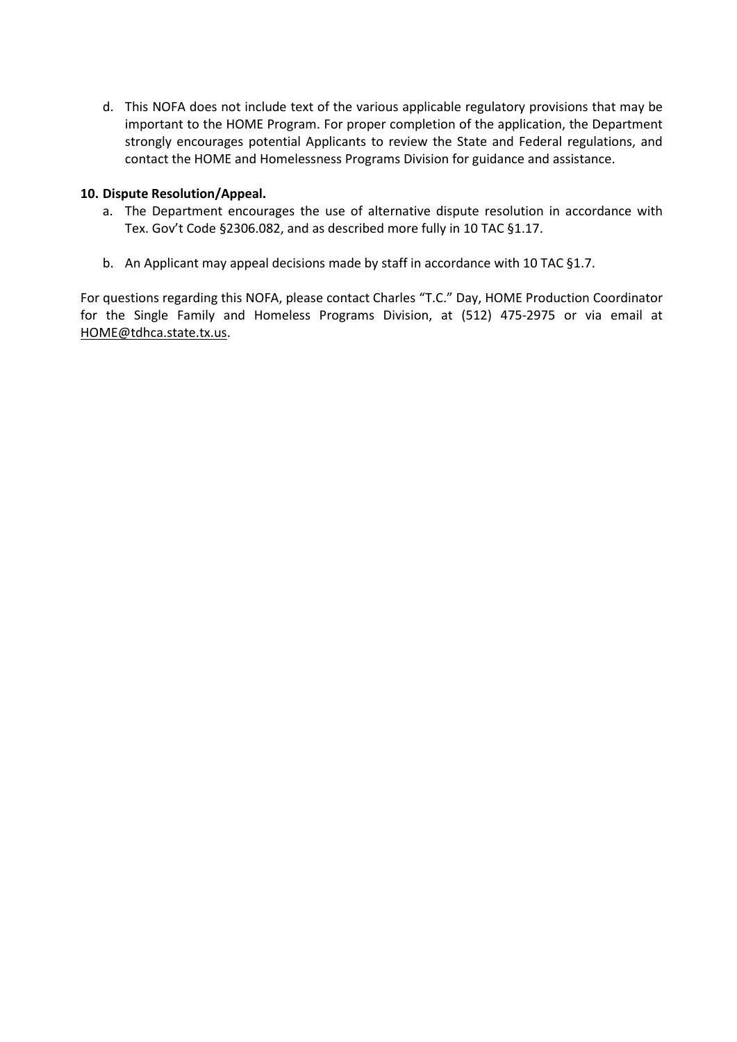d. This NOFA does not include text of the various applicable regulatory provisions that may be important to the HOME Program. For proper completion of the application, the Department strongly encourages potential Applicants to review the State and Federal regulations, and contact the HOME and Homelessness Programs Division for guidance and assistance.

**10. Dispute Resolution/Appeal.**

a. The Department encourages the use of alternative dispute resolution in accordance with Tex. Gov't Code §2306.082, and as described more fully in 10 TAC §1.17.

b. An Applicant may appeal decisions made by staff in accordance with 10 TAC §1.7.

For questions regarding this NOFA, please contact Charles "T.C." Day, HOME Production Coordinator for the Single Family and Homeless Programs Division, at (512) 475-2975 or via email at HOME@tdhca.state.tx.us.